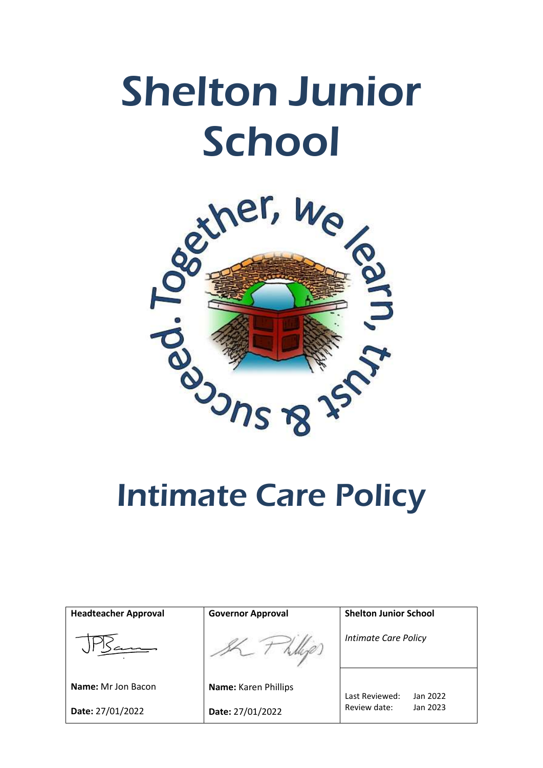# Shelton Junior School

Together, we learn, trust & succeed.

# Intimate Care Policy

| Headteacher Approval | Governor Approval | Shelton Junior School |
|---|---|---|
| | | *Intimate Care Policy* |
| **Name:** Mr Jon Bacon | **Name:** Karen Phillips | Last Reviewed: Jan 2022 |
| **Date:** 27/01/2022 | **Date:** 27/01/2022 | Review date: Jan 2023 |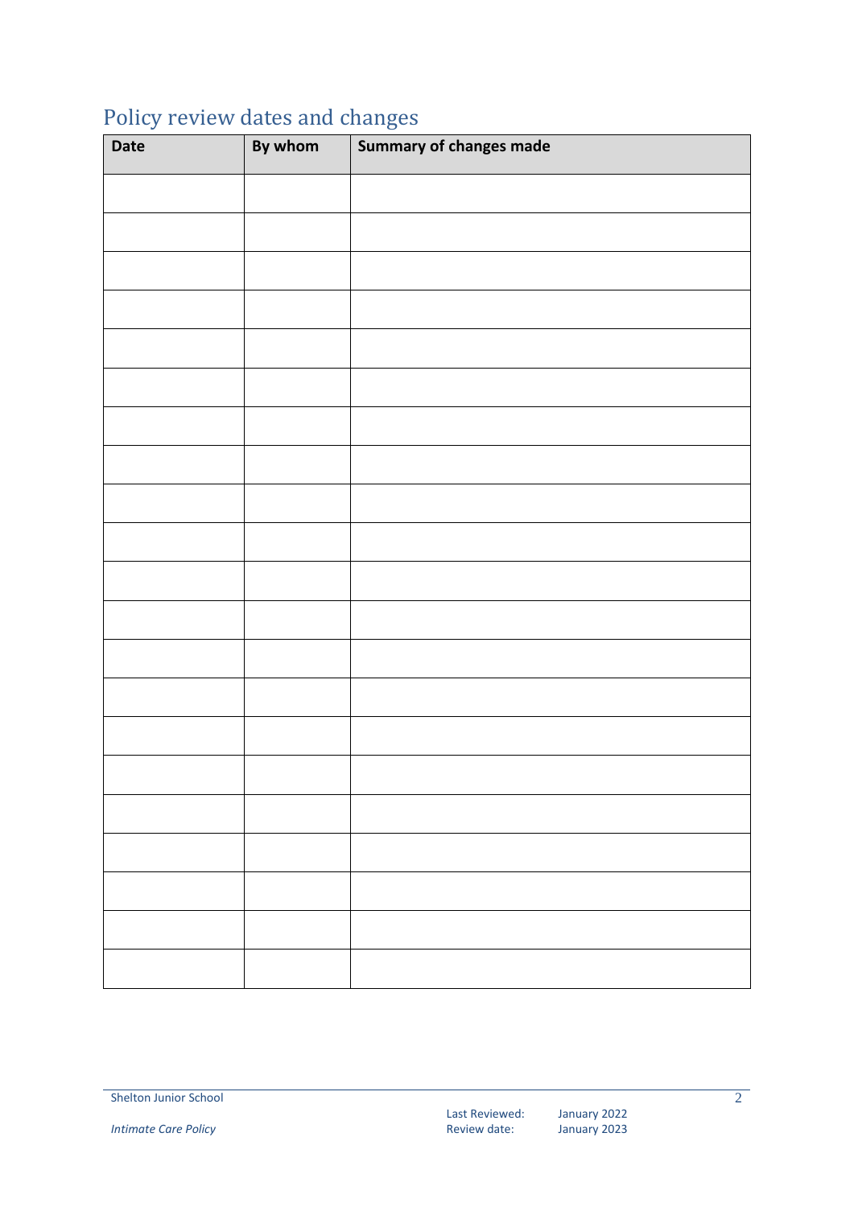## Policy review dates and changes

| Date | By whom | Summary of changes made |
|---|---|---|
| | | |
| | | |
| | | |
| | | |
| | | |
| | | |
| | | |
| | | |
| | | |
| | | |
| | | |
| | | |
| | | |
| | | |
| | | |
| | | |
| | | |
| | | |
| | | |
| | | |
| | | |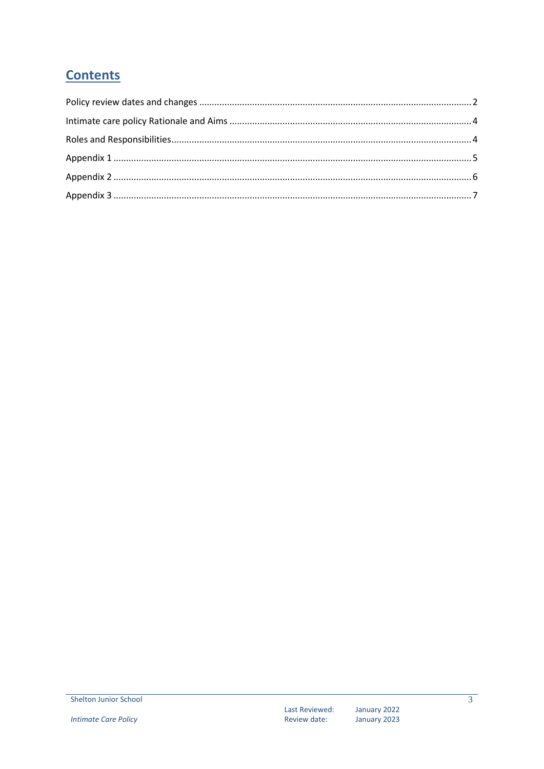## Contents

Policy review dates and changes ........................................................................................................... 2

Intimate care policy Rationale and Aims .............................................................................................. 4

Roles and Responsibilities..................................................................................................................... 4

Appendix 1 ............................................................................................................................................ 5

Appendix 2 ............................................................................................................................................ 6

Appendix 3 ............................................................................................................................................ 7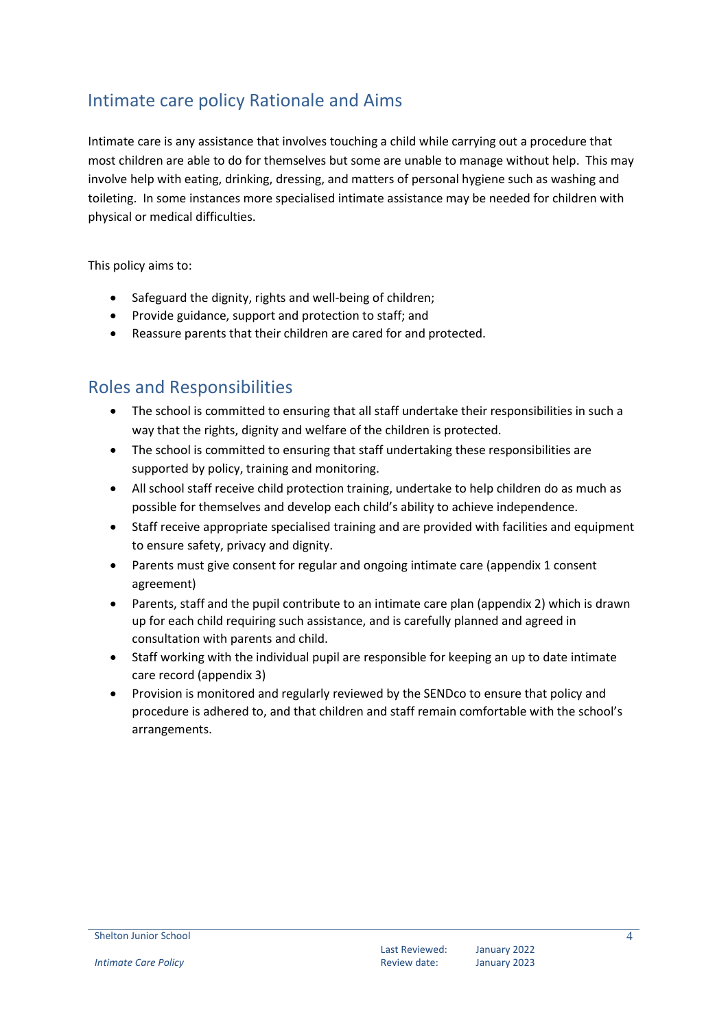## Intimate care policy Rationale and Aims

Intimate care is any assistance that involves touching a child while carrying out a procedure that most children are able to do for themselves but some are unable to manage without help. This may involve help with eating, drinking, dressing, and matters of personal hygiene such as washing and toileting. In some instances more specialised intimate assistance may be needed for children with physical or medical difficulties.

This policy aims to:

- Safeguard the dignity, rights and well-being of children;
- Provide guidance, support and protection to staff; and
- Reassure parents that their children are cared for and protected.

## Roles and Responsibilities

- The school is committed to ensuring that all staff undertake their responsibilities in such a way that the rights, dignity and welfare of the children is protected.
- The school is committed to ensuring that staff undertaking these responsibilities are supported by policy, training and monitoring.
- All school staff receive child protection training, undertake to help children do as much as possible for themselves and develop each child's ability to achieve independence.
- Staff receive appropriate specialised training and are provided with facilities and equipment to ensure safety, privacy and dignity.
- Parents must give consent for regular and ongoing intimate care (appendix 1 consent agreement)
- Parents, staff and the pupil contribute to an intimate care plan (appendix 2) which is drawn up for each child requiring such assistance, and is carefully planned and agreed in consultation with parents and child.
- Staff working with the individual pupil are responsible for keeping an up to date intimate care record (appendix 3)
- Provision is monitored and regularly reviewed by the SENDco to ensure that policy and procedure is adhered to, and that children and staff remain comfortable with the school's arrangements.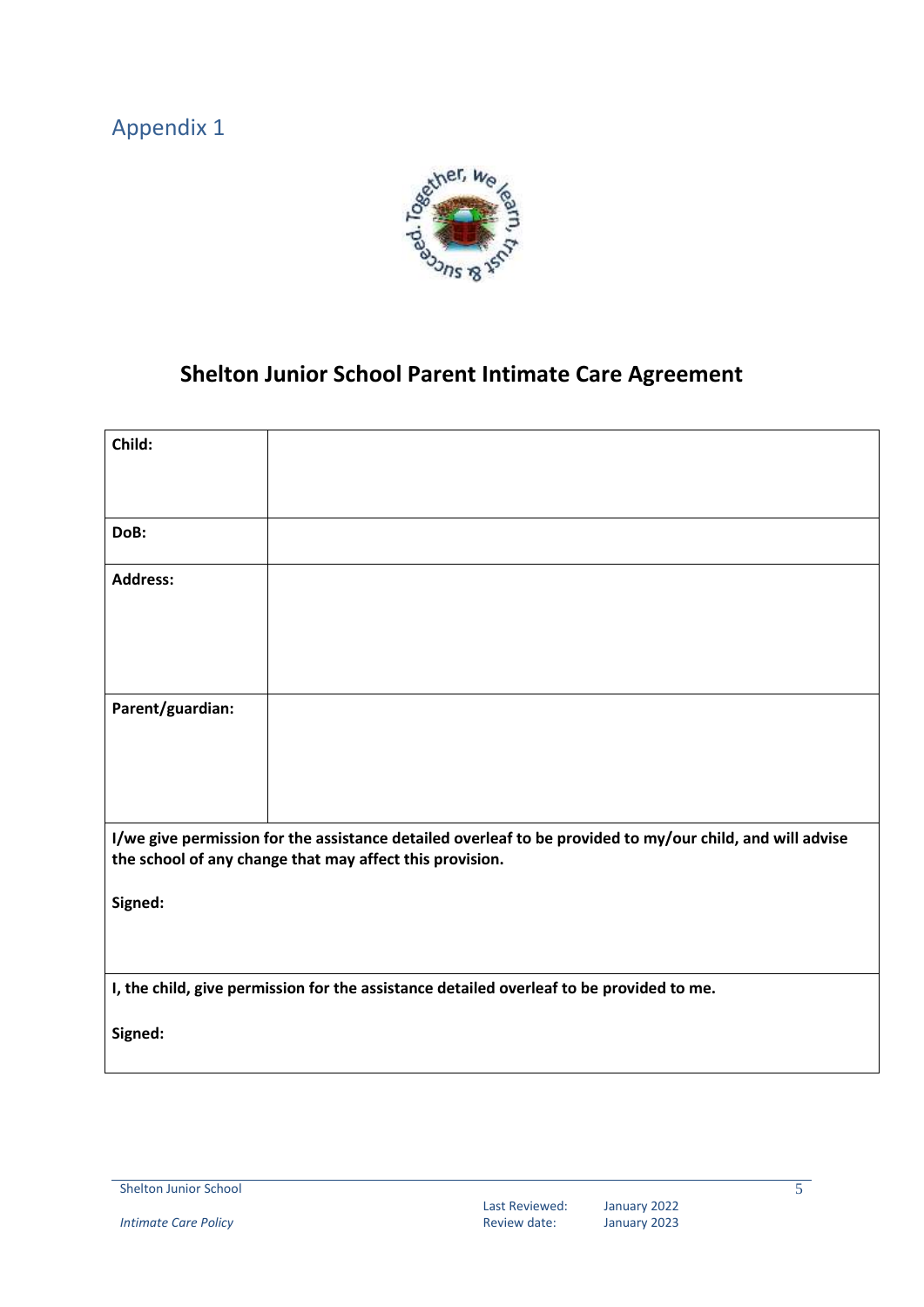## Appendix 1

# Shelton Junior School Parent Intimate Care Agreement

| | |
|---|---|
| **Child:** | |
| **DoB:** | |
| **Address:** | |
| **Parent/guardian:** | |
| **I/we give permission for the assistance detailed overleaf to be provided to my/our child, and will advise the school of any change that may affect this provision.**<br><br>**Signed:** | |
| **I, the child, give permission for the assistance detailed overleaf to be provided to me.**<br><br>**Signed:** | |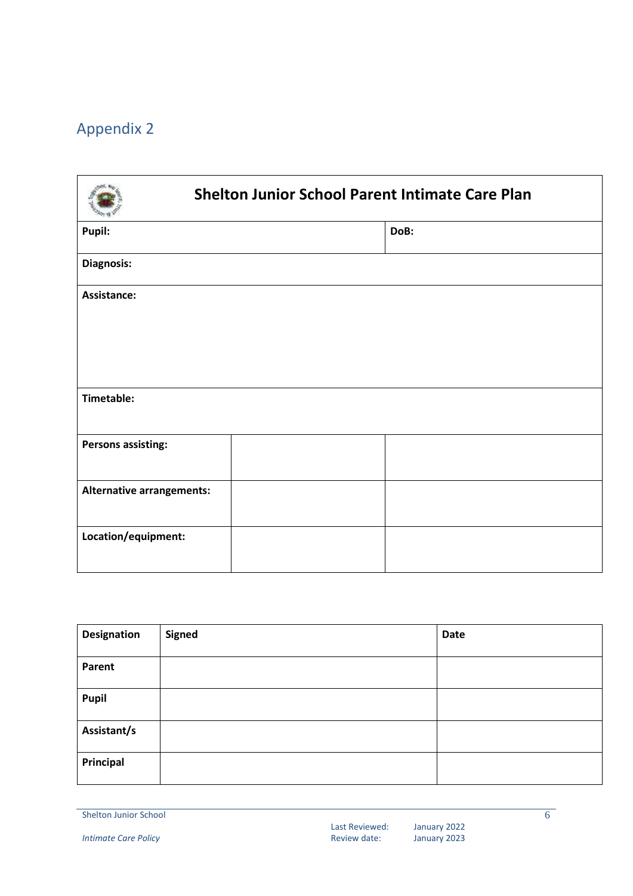## Appendix 2

| Shelton Junior School Parent Intimate Care Plan | | |
|---|---|---|
| **Pupil:** | | **DoB:** |
| **Diagnosis:** | | |
| **Assistance:** | | |
| **Timetable:** | | |
| **Persons assisting:** | | |
| **Alternative arrangements:** | | |
| **Location/equipment:** | | |

| **Designation** | **Signed** | **Date** |
|---|---|---|
| **Parent** | | |
| **Pupil** | | |
| **Assistant/s** | | |
| **Principal** | | |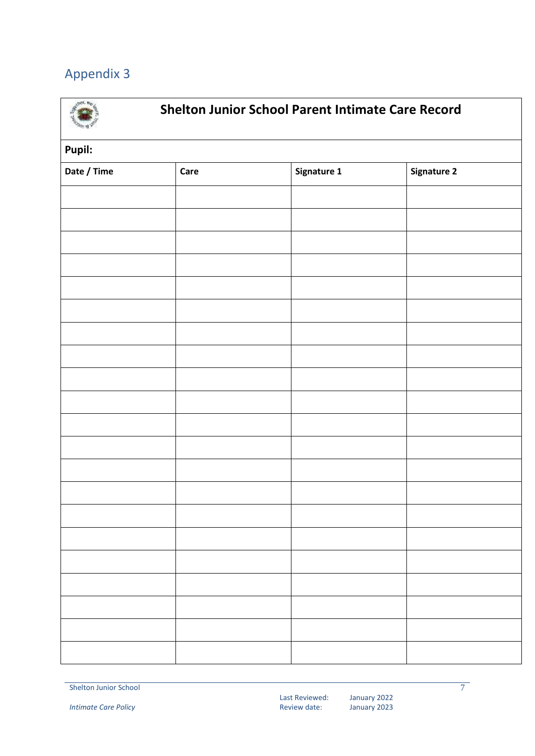## Appendix 3

### Shelton Junior School Parent Intimate Care Record

**Pupil:**

| **Date / Time** | **Care** | **Signature 1** | **Signature 2** |
|---|---|---|---|
| | | | |
| | | | |
| | | | |
| | | | |
| | | | |
| | | | |
| | | | |
| | | | |
| | | | |
| | | | |
| | | | |
| | | | |
| | | | |
| | | | |
| | | | |
| | | | |
| | | | |
| | | | |
| | | | |
| | | | |
| | | | |